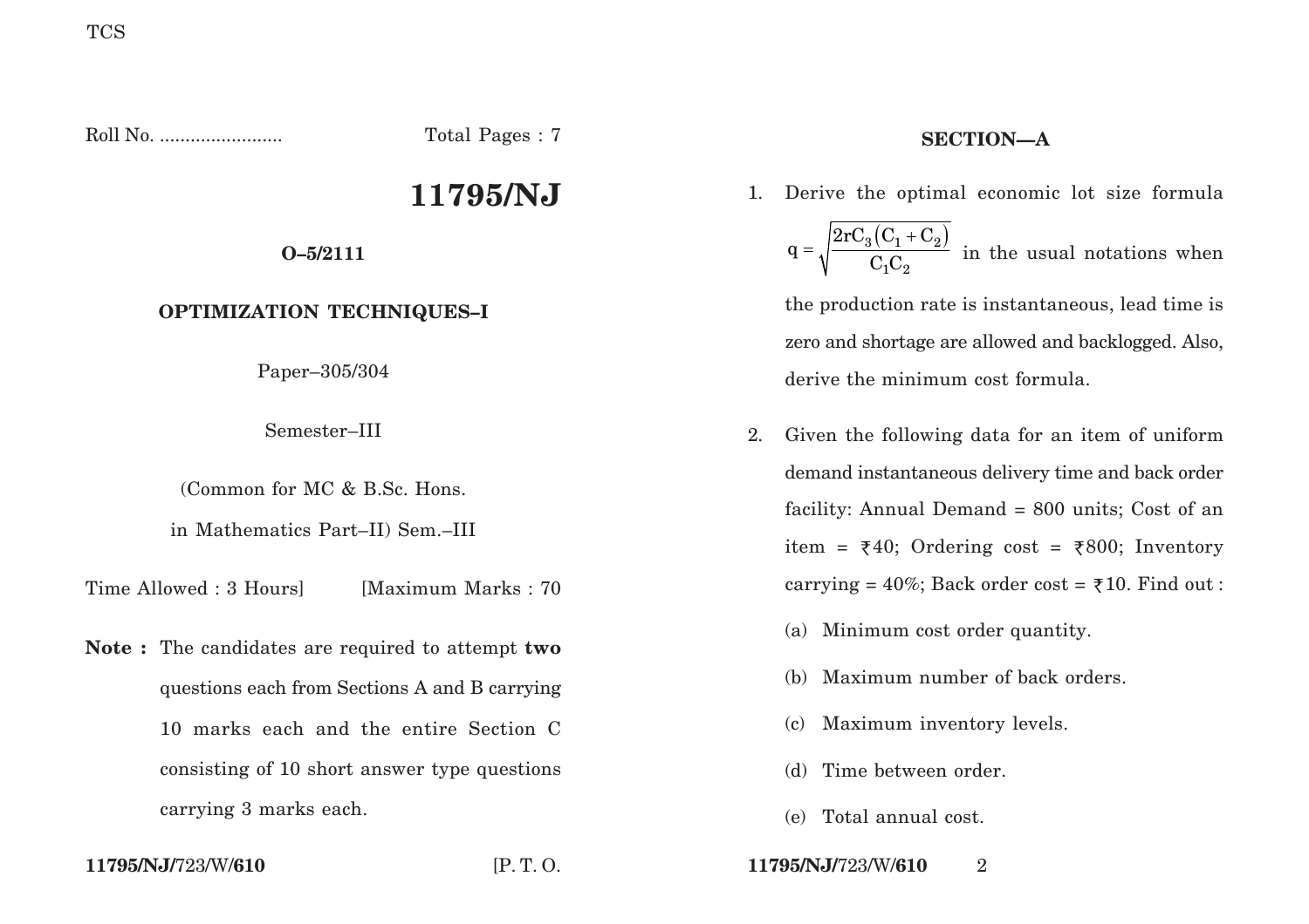TCS

Roll No. ........................ Total Pages : 7

# 11795/NJ

**O–5/2111**

**OPTIMIZATION TECHNIQUES–I**

Paper–305/304

Semester–III

(Common for MC & B.Sc. Hons.

in Mathematics Part–II) Sem.–III

Time Allowed : 3 Hours] [Maximum Marks : 70

**Note :** The candidates are required to attempt **two** questions each from Sections A and B carrying 10 marks each and the entire Section C consisting of 10 short answer type questions carrying 3 marks each.

## SECTION—A

1. Derive the optimal economic lot size formula $q = \sqrt{\frac{2rC_3(C_1 + C_2)}{C_1C_2}}$ in the usual notations when the production rate is instantaneous, lead time is zero and shortage are allowed and backlogged. Also, derive the minimum cost formula.

2. Given the following data for an item of uniform demand instantaneous delivery time and back order facility: Annual Demand = 800 units; Cost of an item = ₹40; Ordering cost = ₹800; Inventory carrying = 40%; Back order cost = ₹10. Find out :

   (a) Minimum cost order quantity.

   (b) Maximum number of back orders.

   (c) Maximum inventory levels.

   (d) Time between order.

   (e) Total annual cost.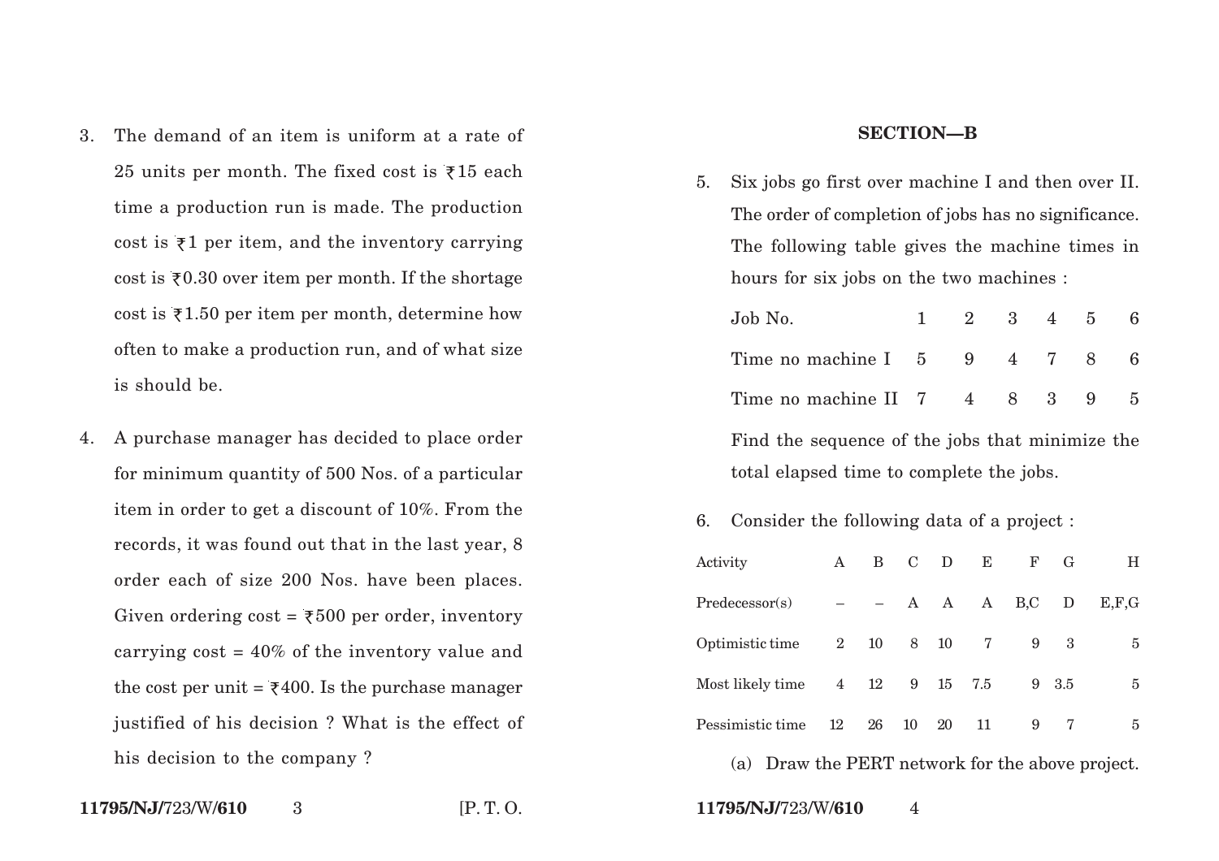3. The demand of an item is uniform at a rate of 25 units per month. The fixed cost is ₹15 each time a production run is made. The production cost is ₹1 per item, and the inventory carrying cost is ₹0.30 over item per month. If the shortage cost is ₹1.50 per item per month, determine how often to make a production run, and of what size is should be.

4. A purchase manager has decided to place order for minimum quantity of 500 Nos. of a particular item in order to get a discount of 10%. From the records, it was found out that in the last year, 8 order each of size 200 Nos. have been places. Given ordering cost = ₹500 per order, inventory carrying cost = 40% of the inventory value and the cost per unit = ₹400. Is the purchase manager justified of his decision ? What is the effect of his decision to the company ?

## SECTION—B

5. Six jobs go first over machine I and then over II. The order of completion of jobs has no significance. The following table gives the machine times in hours for six jobs on the two machines :

| Job No. | 1 | 2 | 3 | 4 | 5 | 6 |
|---|---|---|---|---|---|---|
| Time no machine I | 5 | 9 | 4 | 7 | 8 | 6 |
| Time no machine II | 7 | 4 | 8 | 3 | 9 | 5 |

Find the sequence of the jobs that minimize the total elapsed time to complete the jobs.

6. Consider the following data of a project :

| Activity | A | B | C | D | E | F | G | H |
|---|---|---|---|---|---|---|---|---|
| Predecessor(s) | – | – | A | A | A | B,C | D | E,F,G |
| Optimistic time | 2 | 10 | 8 | 10 | 7 | 9 | 3 | 5 |
| Most likely time | 4 | 12 | 9 | 15 | 7.5 | 9 | 3.5 | 5 |
| Pessimistic time | 12 | 26 | 10 | 20 | 11 | 9 | 7 | 5 |

(a) Draw the PERT network for the above project.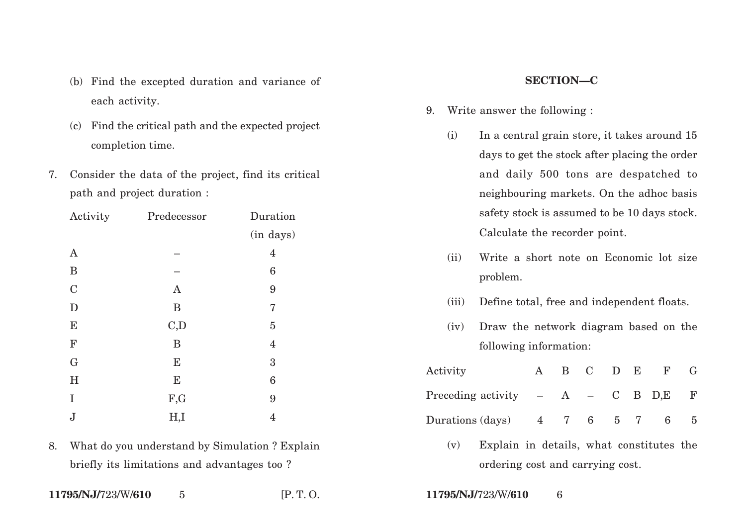(b) Find the excepted duration and variance of each activity.

(c) Find the critical path and the expected project completion time.

7. Consider the data of the project, find its critical path and project duration :

| Activity | Predecessor | Duration (in days) |
|---|---|---|
| A | – | 4 |
| B | – | 6 |
| C | A | 9 |
| D | B | 7 |
| E | C,D | 5 |
| F | B | 4 |
| G | E | 3 |
| H | E | 6 |
| I | F,G | 9 |
| J | H,I | 4 |

8. What do you understand by Simulation ? Explain briefly its limitations and advantages too ?

## SECTION—C

9. Write answer the following :

   (i) In a central grain store, it takes around 15 days to get the stock after placing the order and daily 500 tons are despatched to neighbouring markets. On the adhoc basis safety stock is assumed to be 10 days stock. Calculate the recorder point.

   (ii) Write a short note on Economic lot size problem.

   (iii) Define total, free and independent floats.

   (iv) Draw the network diagram based on the following information:

| Activity | A | B | C | D | E | F | G |
|---|---|---|---|---|---|---|---|
| Preceding activity | – | A | – | C | B | D,E | F |
| Durations (days) | 4 | 7 | 6 | 5 | 7 | 6 | 5 |

   (v) Explain in details, what constitutes the ordering cost and carrying cost.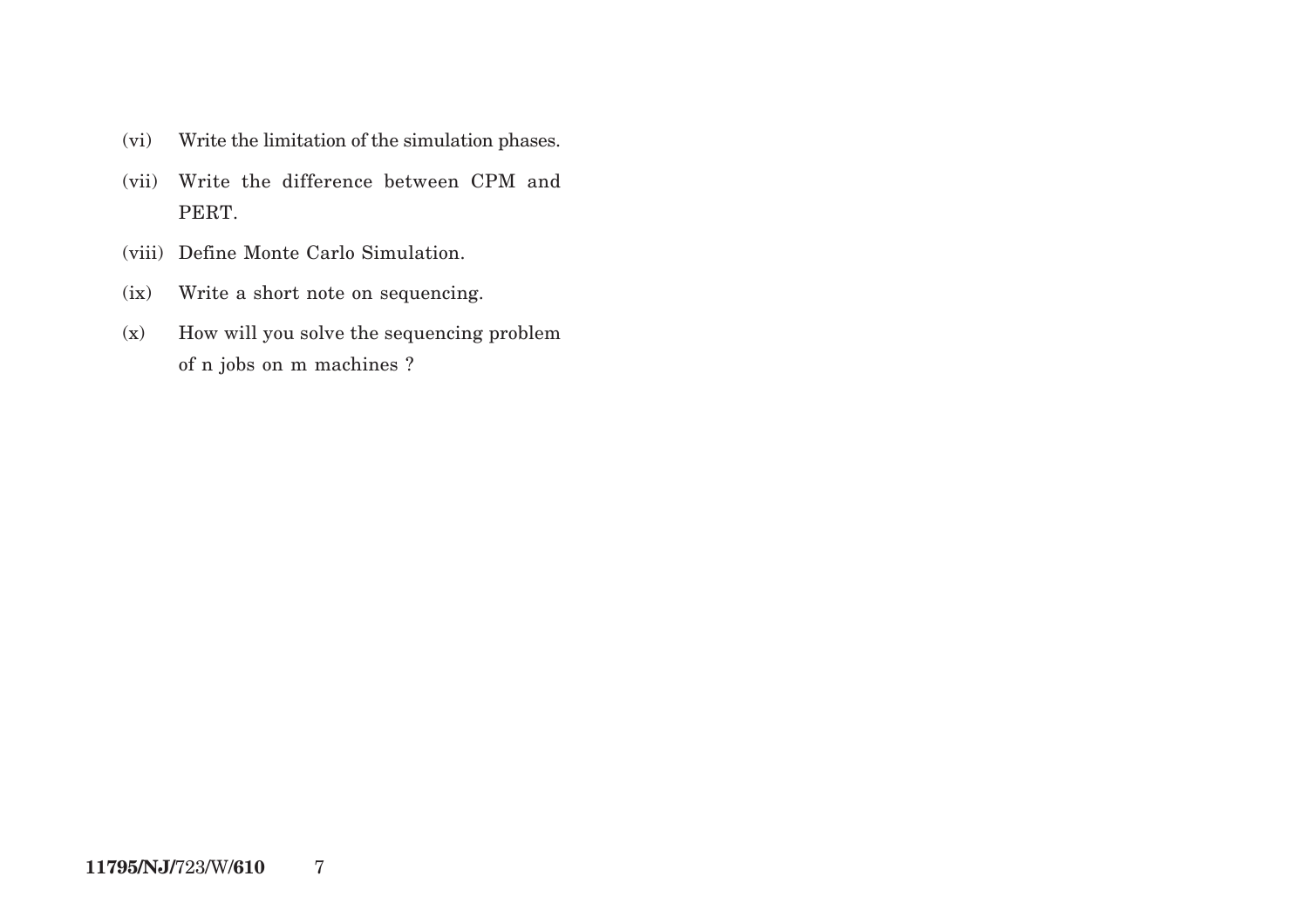(vi) Write the limitation of the simulation phases.

(vii) Write the difference between CPM and PERT.

(viii) Define Monte Carlo Simulation.

(ix) Write a short note on sequencing.

(x) How will you solve the sequencing problem of n jobs on m machines ?